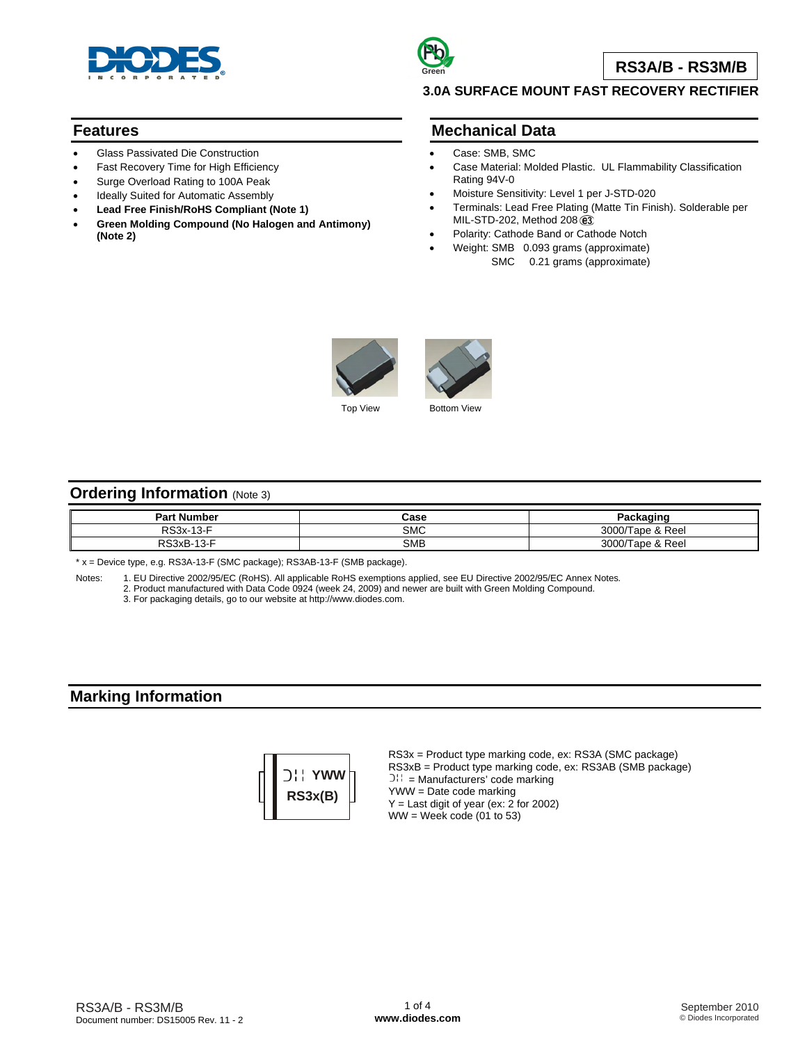# RS3A/B - RS3M/B

## 3.0A SURFACE MOUNT FAST RECOVERY RECTIFIER

## Features

- Glass Passivated Die Construction
- Fast Recovery Time for High Efficiency
- Surge Overload Rating to 100A Peak
- Ideally Suited for Automatic Assembly
- **Lead Free Finish/RoHS Compliant (Note 1)**
- **Green Molding Compound (No Halogen and Antimony) (Note 2)**

## Mechanical Data

- Case: SMB, SMC
- Case Material: Molded Plastic. UL Flammability Classification Rating 94V-0
- Moisture Sensitivity: Level 1 per J-STD-020
- Terminals: Lead Free Plating (Matte Tin Finish). Solderable per MIL-STD-202, Method 208 e3
- Polarity: Cathode Band or Cathode Notch
- Weight: SMB 0.093 grams (approximate)
  SMC 0.21 grams (approximate)

Top View

Bottom View

## Ordering Information (Note 3)

| Part Number | Case | Packaging |
|---|---|---|
| RS3x-13-F | SMC | 3000/Tape & Reel |
| RS3xB-13-F | SMB | 3000/Tape & Reel |

* x = Device type, e.g. RS3A-13-F (SMC package); RS3AB-13-F (SMB package).

Notes: 1. EU Directive 2002/95/EC (RoHS). All applicable RoHS exemptions applied, see EU Directive 2002/95/EC Annex Notes.
2. Product manufactured with Data Code 0924 (week 24, 2009) and newer are built with Green Molding Compound.
3. For packaging details, go to our website at http://www.diodes.com.

## Marking Information

YWW
RS3x(B)

RS3x = Product type marking code, ex: RS3A (SMC package)
RS3xB = Product type marking code, ex: RS3AB (SMB package)
= Manufacturers' code marking
YWW = Date code marking
Y = Last digit of year (ex: 2 for 2002)
WW = Week code (01 to 53)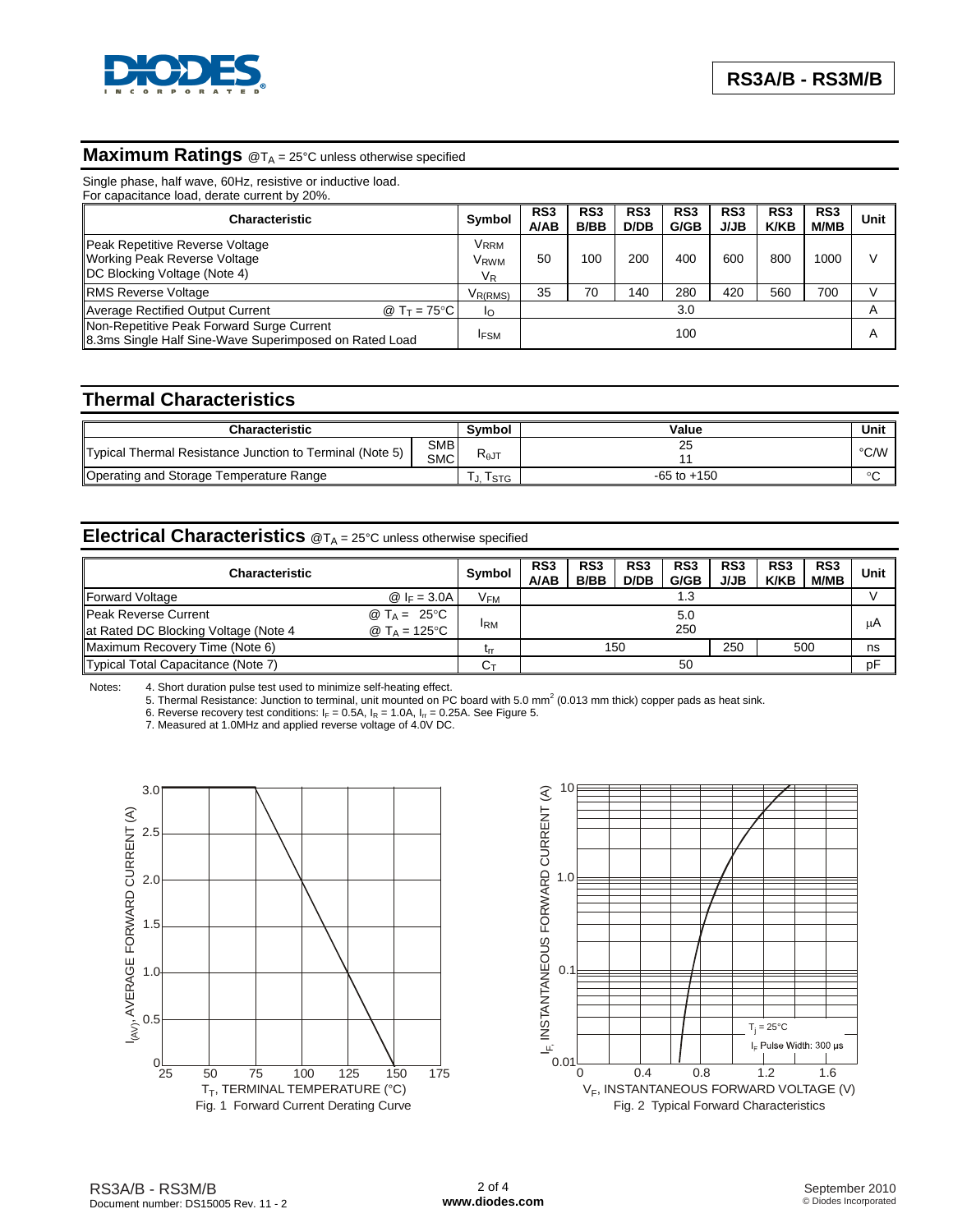## Maximum Ratings @$T_A$ = 25°C unless otherwise specified

Single phase, half wave, 60Hz, resistive or inductive load.
For capacitance load, derate current by 20%.

| Characteristic | Symbol | RS3 A/AB | RS3 B/BB | RS3 D/DB | RS3 G/GB | RS3 J/JB | RS3 K/KB | RS3 M/MB | Unit |
|---|---|---|---|---|---|---|---|---|---|
| Peak Repetitive Reverse Voltage<br>Working Peak Reverse Voltage<br>DC Blocking Voltage (Note 4) | $V_{RRM}$<br>$V_{RWM}$<br>$V_R$ | 50 | 100 | 200 | 400 | 600 | 800 | 1000 | V |
| RMS Reverse Voltage | $V_{R(RMS)}$ | 35 | 70 | 140 | 280 | 420 | 560 | 700 | V |
| Average Rectified Output Current @ $T_T$ = 75°C | $I_O$ | 3.0 | | | | | | | A |
| Non-Repetitive Peak Forward Surge Current<br>8.3ms Single Half Sine-Wave Superimposed on Rated Load | $I_{FSM}$ | 100 | | | | | | | A |

## Thermal Characteristics

| Characteristic | | Symbol | Value | Unit |
|---|---|---|---|---|
| Typical Thermal Resistance Junction to Terminal (Note 5) | SMB<br>SMC | $R_{\theta JT}$ | 25<br>11 | °C/W |
| Operating and Storage Temperature Range | | $T_J, T_{STG}$ | -65 to +150 | °C |

## Electrical Characteristics @$T_A$ = 25°C unless otherwise specified

| Characteristic | Symbol | RS3 A/AB | RS3 B/BB | RS3 D/DB | RS3 G/GB | RS3 J/JB | RS3 K/KB | RS3 M/MB | Unit |
|---|---|---|---|---|---|---|---|---|---|
| Forward Voltage @ $I_F$ = 3.0A | $V_{FM}$ | 1.3 | | | | | | | V |
| Peak Reverse Current @ $T_A$ = 25°C<br>at Rated DC Blocking Voltage (Note 4) @ $T_A$ = 125°C | $I_{RM}$ | 5.0<br>250 | | | | | | | µA |
| Maximum Recovery Time (Note 6) | $t_{rr}$ | 150 | | | | 250 | 500 | | ns |
| Typical Total Capacitance (Note 7) | $C_T$ | 50 | | | | | | | pF |

Notes:
4. Short duration pulse test used to minimize self-heating effect.
5. Thermal Resistance: Junction to terminal, unit mounted on PC board with 5.0 mm² (0.013 mm thick) copper pads as heat sink.
6. Reverse recovery test conditions: $I_F$ = 0.5A, $I_R$ = 1.0A, $I_{rr}$ = 0.25A. See Figure 5.
7. Measured at 1.0MHz and applied reverse voltage of 4.0V DC.

Fig. 1 Forward Current Derating Curve

Fig. 2 Typical Forward Characteristics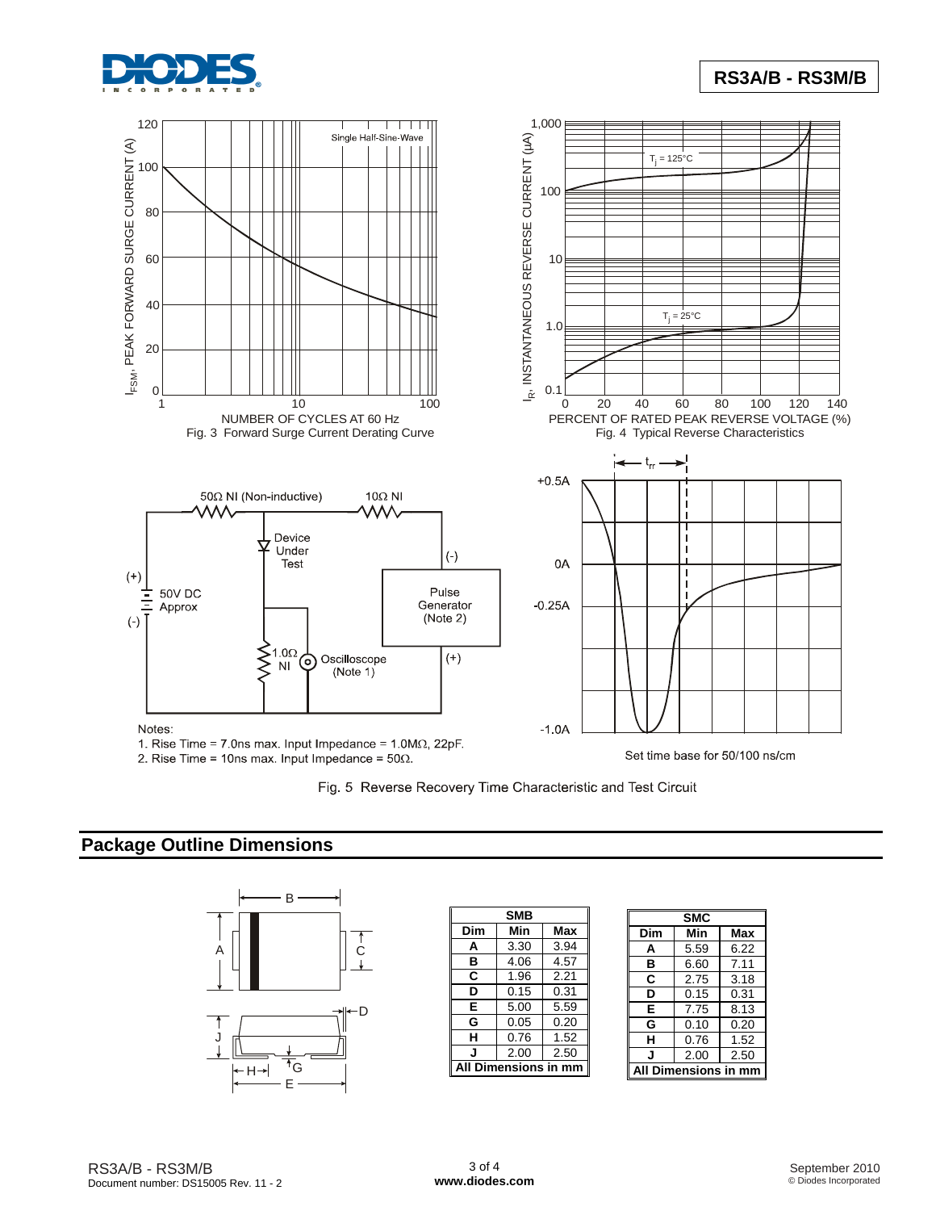Fig. 3 Forward Surge Current Derating Curve

Fig. 4 Typical Reverse Characteristics

Notes:
1. Rise Time = 7.0ns max. Input Impedance = 1.0MΩ, 22pF.
2. Rise Time = 10ns max. Input Impedance = 50Ω.

Set time base for 50/100 ns/cm

Fig. 5 Reverse Recovery Time Characteristic and Test Circuit

## Package Outline Dimensions

| SMB | | |
|---|---|---|
| Dim | Min | Max |
| A | 3.30 | 3.94 |
| B | 4.06 | 4.57 |
| C | 1.96 | 2.21 |
| D | 0.15 | 0.31 |
| E | 5.00 | 5.59 |
| G | 0.05 | 0.20 |
| H | 0.76 | 1.52 |
| J | 2.00 | 2.50 |
| All Dimensions in mm | | |

| SMC | | |
|---|---|---|
| Dim | Min | Max |
| A | 5.59 | 6.22 |
| B | 6.60 | 7.11 |
| C | 2.75 | 3.18 |
| D | 0.15 | 0.31 |
| E | 7.75 | 8.13 |
| G | 0.10 | 0.20 |
| H | 0.76 | 1.52 |
| J | 2.00 | 2.50 |
| All Dimensions in mm | | |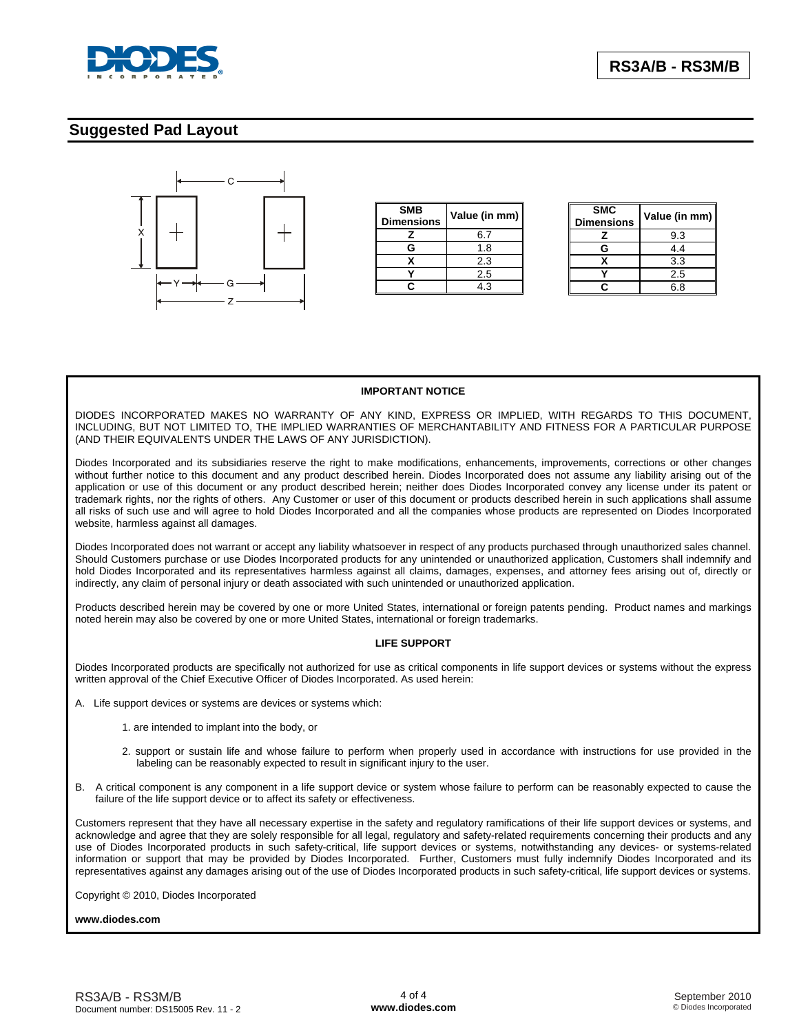## Suggested Pad Layout

C
X
Y
G
Z

| SMB Dimensions | Value (in mm) |
|---|---|
| Z | 6.7 |
| G | 1.8 |
| X | 2.3 |
| Y | 2.5 |
| C | 4.3 |

| SMC Dimensions | Value (in mm) |
|---|---|
| Z | 9.3 |
| G | 4.4 |
| X | 3.3 |
| Y | 2.5 |
| C | 6.8 |

**IMPORTANT NOTICE**

DIODES INCORPORATED MAKES NO WARRANTY OF ANY KIND, EXPRESS OR IMPLIED, WITH REGARDS TO THIS DOCUMENT, INCLUDING, BUT NOT LIMITED TO, THE IMPLIED WARRANTIES OF MERCHANTABILITY AND FITNESS FOR A PARTICULAR PURPOSE (AND THEIR EQUIVALENTS UNDER THE LAWS OF ANY JURISDICTION).

Diodes Incorporated and its subsidiaries reserve the right to make modifications, enhancements, improvements, corrections or other changes without further notice to this document and any product described herein. Diodes Incorporated does not assume any liability arising out of the application or use of this document or any product described herein; neither does Diodes Incorporated convey any license under its patent or trademark rights, nor the rights of others. Any Customer or user of this document or products described herein in such applications shall assume all risks of such use and will agree to hold Diodes Incorporated and all the companies whose products are represented on Diodes Incorporated website, harmless against all damages.

Diodes Incorporated does not warrant or accept any liability whatsoever in respect of any products purchased through unauthorized sales channel. Should Customers purchase or use Diodes Incorporated products for any unintended or unauthorized application, Customers shall indemnify and hold Diodes Incorporated and its representatives harmless against all claims, damages, expenses, and attorney fees arising out of, directly or indirectly, any claim of personal injury or death associated with such unintended or unauthorized application.

Products described herein may be covered by one or more United States, international or foreign patents pending. Product names and markings noted herein may also be covered by one or more United States, international or foreign trademarks.

**LIFE SUPPORT**

Diodes Incorporated products are specifically not authorized for use as critical components in life support devices or systems without the express written approval of the Chief Executive Officer of Diodes Incorporated. As used herein:

A. Life support devices or systems are devices or systems which:

1. are intended to implant into the body, or
2. support or sustain life and whose failure to perform when properly used in accordance with instructions for use provided in the labeling can be reasonably expected to result in significant injury to the user.

B. A critical component is any component in a life support device or system whose failure to perform can be reasonably expected to cause the failure of the life support device or to affect its safety or effectiveness.

Customers represent that they have all necessary expertise in the safety and regulatory ramifications of their life support devices or systems, and acknowledge and agree that they are solely responsible for all legal, regulatory and safety-related requirements concerning their products and any use of Diodes Incorporated products in such safety-critical, life support devices or systems, notwithstanding any devices- or systems-related information or support that may be provided by Diodes Incorporated. Further, Customers must fully indemnify Diodes Incorporated and its representatives against any damages arising out of the use of Diodes Incorporated products in such safety-critical, life support devices or systems.

Copyright © 2010, Diodes Incorporated

**www.diodes.com**